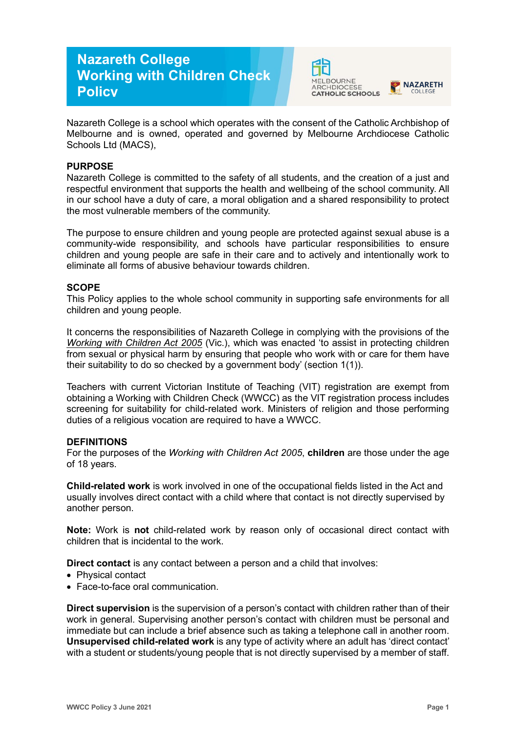# Nazareth College Working with Children Check Policy

Nazareth College is a school which operates with the consent of the Catholic Archbishop of Melbourne and is owned, operated and governed by Melbourne Archdiocese Catholic Schools Ltd (MACS),

## PURPOSE

Nazareth College is committed to the safety of all students, and the creation of a just and respectful environment that supports the health and wellbeing of the school community. All in our school have a duty of care, a moral obligation and a shared responsibility to protect the most vulnerable members of the community.

The purpose to ensure children and young people are protected against sexual abuse is a community-wide responsibility, and schools have particular responsibilities to ensure children and young people are safe in their care and to actively and intentionally work to eliminate all forms of abusive behaviour towards children.

## SCOPE

This Policy applies to the whole school community in supporting safe environments for all children and young people.

It concerns the responsibilities of Nazareth College in complying with the provisions of the *Working with Children Act 2005* (Vic.), which was enacted 'to assist in protecting children from sexual or physical harm by ensuring that people who work with or care for them have their suitability to do so checked by a government body' (section 1(1)).

Teachers with current Victorian Institute of Teaching (VIT) registration are exempt from obtaining a Working with Children Check (WWCC) as the VIT registration process includes screening for suitability for child-related work. Ministers of religion and those performing duties of a religious vocation are required to have a WWCC.

## DEFINITIONS

For the purposes of the *Working with Children Act 2005*, **children** are those under the age of 18 years.

**Child-related work** is work involved in one of the occupational fields listed in the Act and usually involves direct contact with a child where that contact is not directly supervised by another person.

**Note:** Work is **not** child-related work by reason only of occasional direct contact with children that is incidental to the work.

**Direct contact** is any contact between a person and a child that involves:

- Physical contact
- Face-to-face oral communication.

**Direct supervision** is the supervision of a person's contact with children rather than of their work in general. Supervising another person's contact with children must be personal and immediate but can include a brief absence such as taking a telephone call in another room.
**Unsupervised child-related work** is any type of activity where an adult has 'direct contact' with a student or students/young people that is not directly supervised by a member of staff.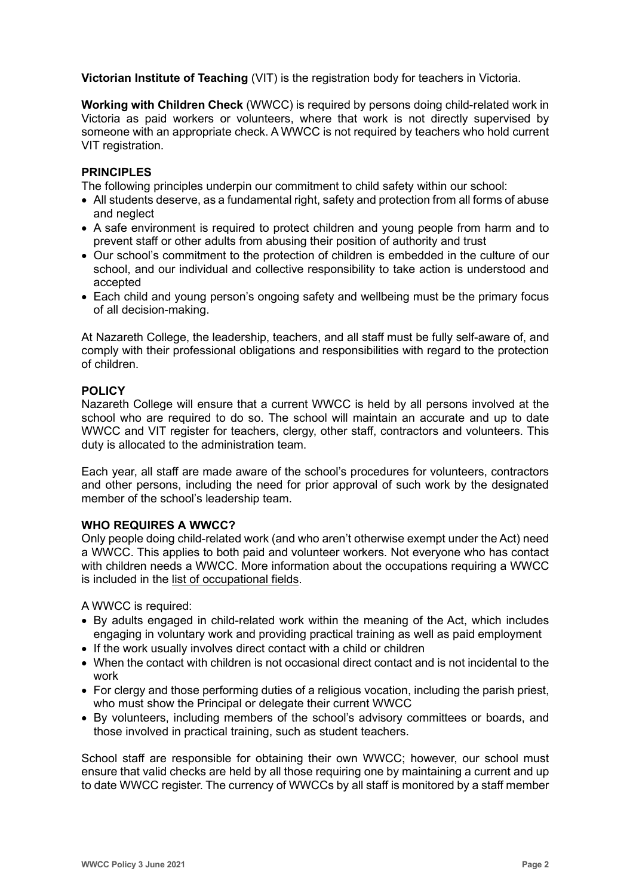**Victorian Institute of Teaching** (VIT) is the registration body for teachers in Victoria.

**Working with Children Check** (WWCC) is required by persons doing child-related work in Victoria as paid workers or volunteers, where that work is not directly supervised by someone with an appropriate check. A WWCC is not required by teachers who hold current VIT registration.

## PRINCIPLES

The following principles underpin our commitment to child safety within our school:

- All students deserve, as a fundamental right, safety and protection from all forms of abuse and neglect
- A safe environment is required to protect children and young people from harm and to prevent staff or other adults from abusing their position of authority and trust
- Our school's commitment to the protection of children is embedded in the culture of our school, and our individual and collective responsibility to take action is understood and accepted
- Each child and young person's ongoing safety and wellbeing must be the primary focus of all decision-making.

At Nazareth College, the leadership, teachers, and all staff must be fully self-aware of, and comply with their professional obligations and responsibilities with regard to the protection of children.

## POLICY

Nazareth College will ensure that a current WWCC is held by all persons involved at the school who are required to do so. The school will maintain an accurate and up to date WWCC and VIT register for teachers, clergy, other staff, contractors and volunteers. This duty is allocated to the administration team.

Each year, all staff are made aware of the school's procedures for volunteers, contractors and other persons, including the need for prior approval of such work by the designated member of the school's leadership team.

## WHO REQUIRES A WWCC?

Only people doing child-related work (and who aren't otherwise exempt under the Act) need a WWCC. This applies to both paid and volunteer workers. Not everyone who has contact with children needs a WWCC. More information about the occupations requiring a WWCC is included in the list of occupational fields.

A WWCC is required:

- By adults engaged in child-related work within the meaning of the Act, which includes engaging in voluntary work and providing practical training as well as paid employment
- If the work usually involves direct contact with a child or children
- When the contact with children is not occasional direct contact and is not incidental to the work
- For clergy and those performing duties of a religious vocation, including the parish priest, who must show the Principal or delegate their current WWCC
- By volunteers, including members of the school's advisory committees or boards, and those involved in practical training, such as student teachers.

School staff are responsible for obtaining their own WWCC; however, our school must ensure that valid checks are held by all those requiring one by maintaining a current and up to date WWCC register. The currency of WWCCs by all staff is monitored by a staff member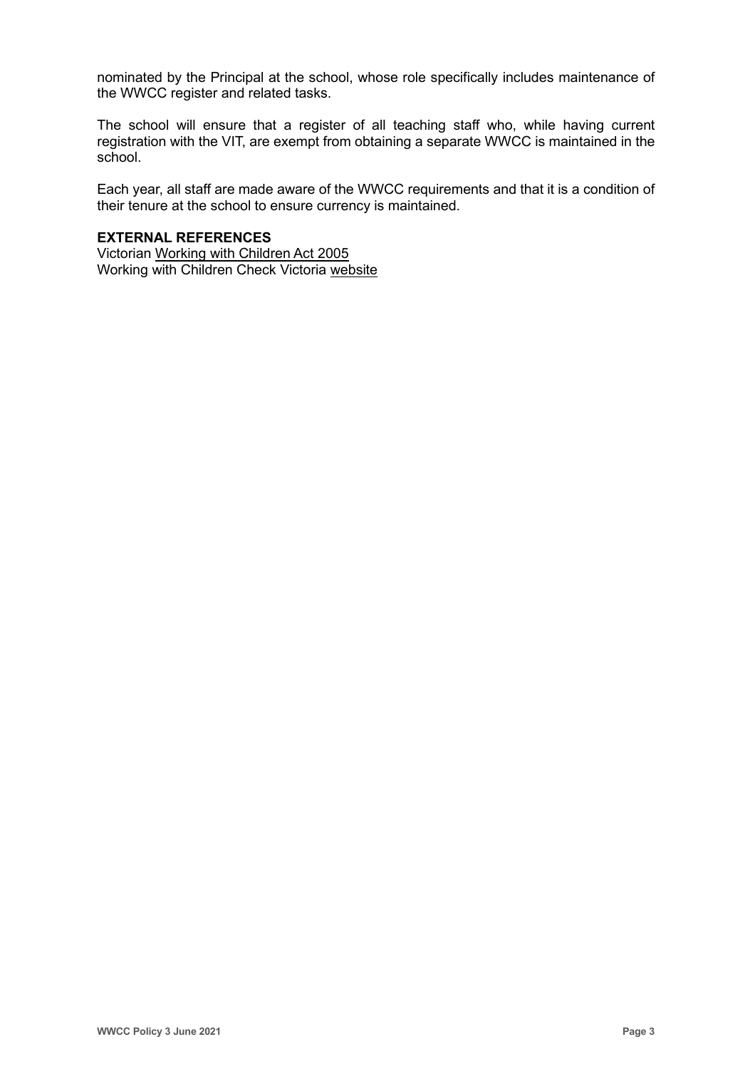nominated by the Principal at the school, whose role specifically includes maintenance of the WWCC register and related tasks.

The school will ensure that a register of all teaching staff who, while having current registration with the VIT, are exempt from obtaining a separate WWCC is maintained in the school.

Each year, all staff are made aware of the WWCC requirements and that it is a condition of their tenure at the school to ensure currency is maintained.

**EXTERNAL REFERENCES**
Victorian Working with Children Act 2005
Working with Children Check Victoria website